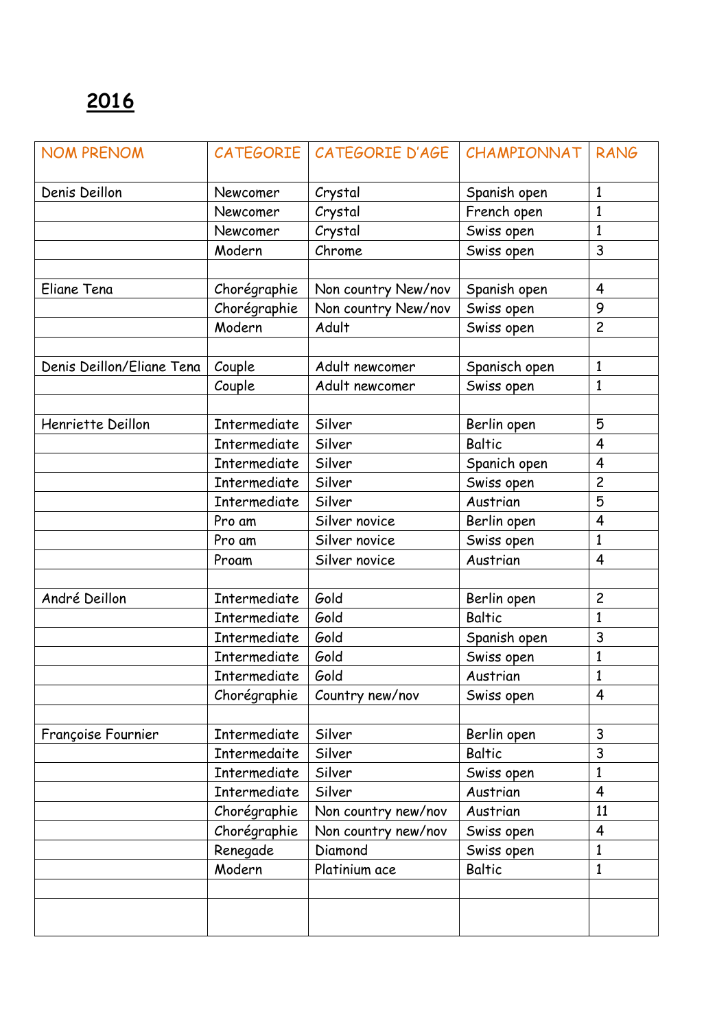# 2016

| NOM PRENOM | CATEGORIE | CATEGORIE D'AGE | CHAMPIONNAT | RANG |
|---|---|---|---|---|
| Denis Deillon | Newcomer | Crystal | Spanish open | 1 |
| | Newcomer | Crystal | French open | 1 |
| | Newcomer | Crystal | Swiss open | 1 |
| | Modern | Chrome | Swiss open | 3 |
| | | | | |
| Eliane Tena | Chorégraphie | Non country New/nov | Spanish open | 4 |
| | Chorégraphie | Non country New/nov | Swiss open | 9 |
| | Modern | Adult | Swiss open | 2 |
| | | | | |
| Denis Deillon/Eliane Tena | Couple | Adult newcomer | Spanisch open | 1 |
| | Couple | Adult newcomer | Swiss open | 1 |
| | | | | |
| Henriette Deillon | Intermediate | Silver | Berlin open | 5 |
| | Intermediate | Silver | Baltic | 4 |
| | Intermediate | Silver | Spanich open | 4 |
| | Intermediate | Silver | Swiss open | 2 |
| | Intermediate | Silver | Austrian | 5 |
| | Pro am | Silver novice | Berlin open | 4 |
| | Pro am | Silver novice | Swiss open | 1 |
| | Proam | Silver novice | Austrian | 4 |
| | | | | |
| André Deillon | Intermediate | Gold | Berlin open | 2 |
| | Intermediate | Gold | Baltic | 1 |
| | Intermediate | Gold | Spanish open | 3 |
| | Intermediate | Gold | Swiss open | 1 |
| | Intermediate | Gold | Austrian | 1 |
| | Chorégraphie | Country new/nov | Swiss open | 4 |
| | | | | |
| Françoise Fournier | Intermediate | Silver | Berlin open | 3 |
| | Intermedaite | Silver | Baltic | 3 |
| | Intermediate | Silver | Swiss open | 1 |
| | Intermediate | Silver | Austrian | 4 |
| | Chorégraphie | Non country new/nov | Austrian | 11 |
| | Chorégraphie | Non country new/nov | Swiss open | 4 |
| | Renegade | Diamond | Swiss open | 1 |
| | Modern | Platinium ace | Baltic | 1 |
| | | | | |
| | | | | |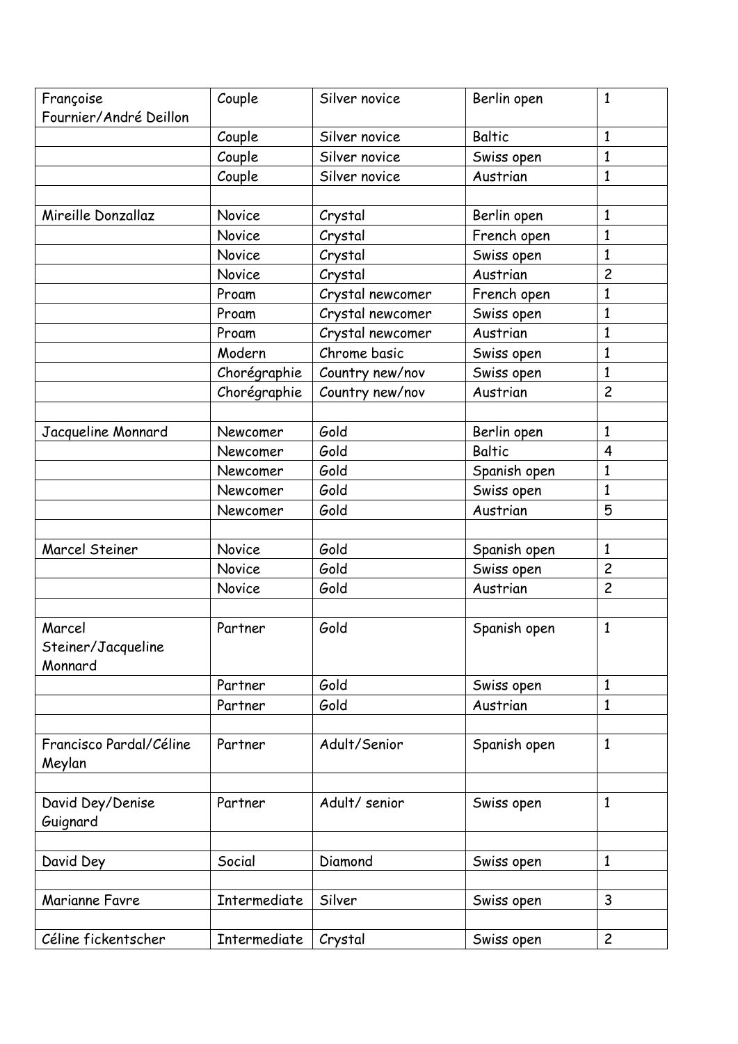| Françoise Fournier/André Deillon | Couple | Silver novice | Berlin open | 1 |
|---|---|---|---|---|
| | Couple | Silver novice | Baltic | 1 |
| | Couple | Silver novice | Swiss open | 1 |
| | Couple | Silver novice | Austrian | 1 |
| | | | | |
| Mireille Donzallaz | Novice | Crystal | Berlin open | 1 |
| | Novice | Crystal | French open | 1 |
| | Novice | Crystal | Swiss open | 1 |
| | Novice | Crystal | Austrian | 2 |
| | Proam | Crystal newcomer | French open | 1 |
| | Proam | Crystal newcomer | Swiss open | 1 |
| | Proam | Crystal newcomer | Austrian | 1 |
| | Modern | Chrome basic | Swiss open | 1 |
| | Chorégraphie | Country new/nov | Swiss open | 1 |
| | Chorégraphie | Country new/nov | Austrian | 2 |
| | | | | |
| Jacqueline Monnard | Newcomer | Gold | Berlin open | 1 |
| | Newcomer | Gold | Baltic | 4 |
| | Newcomer | Gold | Spanish open | 1 |
| | Newcomer | Gold | Swiss open | 1 |
| | Newcomer | Gold | Austrian | 5 |
| | | | | |
| Marcel Steiner | Novice | Gold | Spanish open | 1 |
| | Novice | Gold | Swiss open | 2 |
| | Novice | Gold | Austrian | 2 |
| | | | | |
| Marcel Steiner/Jacqueline Monnard | Partner | Gold | Spanish open | 1 |
| | Partner | Gold | Swiss open | 1 |
| | Partner | Gold | Austrian | 1 |
| | | | | |
| Francisco Pardal/Céline Meylan | Partner | Adult/Senior | Spanish open | 1 |
| | | | | |
| David Dey/Denise Guignard | Partner | Adult/ senior | Swiss open | 1 |
| | | | | |
| David Dey | Social | Diamond | Swiss open | 1 |
| | | | | |
| Marianne Favre | Intermediate | Silver | Swiss open | 3 |
| | | | | |
| Céline fickentscher | Intermediate | Crystal | Swiss open | 2 |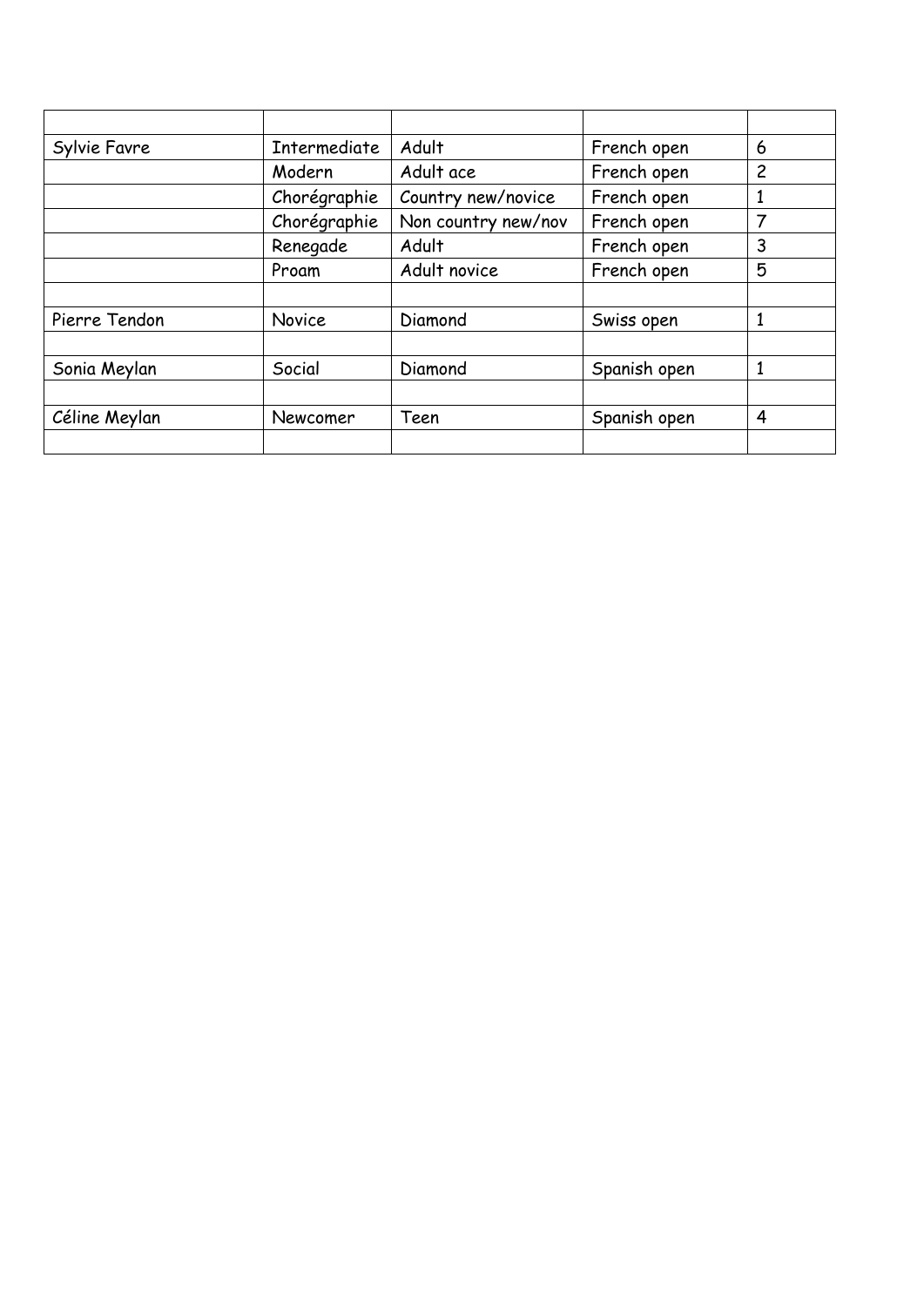| | | | | |
|---|---|---|---|---|
| | | | | |
| Sylvie Favre | Intermediate | Adult | French open | 6 |
| | Modern | Adult ace | French open | 2 |
| | Chorégraphie | Country new/novice | French open | 1 |
| | Chorégraphie | Non country new/nov | French open | 7 |
| | Renegade | Adult | French open | 3 |
| | Proam | Adult novice | French open | 5 |
| | | | | |
| Pierre Tendon | Novice | Diamond | Swiss open | 1 |
| | | | | |
| Sonia Meylan | Social | Diamond | Spanish open | 1 |
| | | | | |
| Céline Meylan | Newcomer | Teen | Spanish open | 4 |
| | | | | |